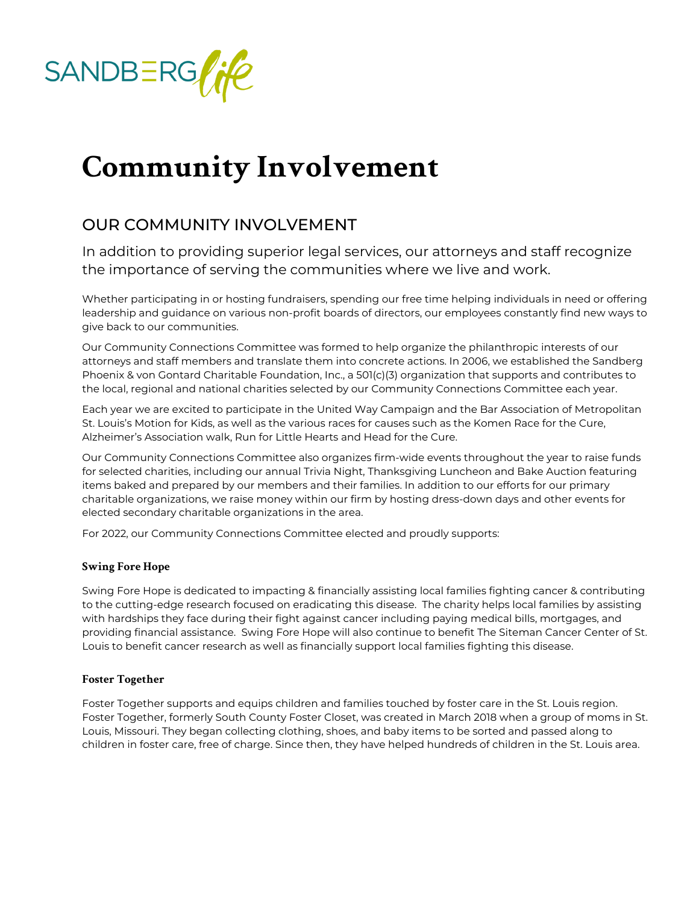SANDBERG*life*

# Community Involvement

## OUR COMMUNITY INVOLVEMENT

In addition to providing superior legal services, our attorneys and staff recognize the importance of serving the communities where we live and work.

Whether participating in or hosting fundraisers, spending our free time helping individuals in need or offering leadership and guidance on various non-profit boards of directors, our employees constantly find new ways to give back to our communities.

Our Community Connections Committee was formed to help organize the philanthropic interests of our attorneys and staff members and translate them into concrete actions. In 2006, we established the Sandberg Phoenix & von Gontard Charitable Foundation, Inc., a 501(c)(3) organization that supports and contributes to the local, regional and national charities selected by our Community Connections Committee each year.

Each year we are excited to participate in the United Way Campaign and the Bar Association of Metropolitan St. Louis's Motion for Kids, as well as the various races for causes such as the Komen Race for the Cure, Alzheimer's Association walk, Run for Little Hearts and Head for the Cure.

Our Community Connections Committee also organizes firm-wide events throughout the year to raise funds for selected charities, including our annual Trivia Night, Thanksgiving Luncheon and Bake Auction featuring items baked and prepared by our members and their families. In addition to our efforts for our primary charitable organizations, we raise money within our firm by hosting dress-down days and other events for elected secondary charitable organizations in the area.

For 2022, our Community Connections Committee elected and proudly supports:

#### Swing Fore Hope

Swing Fore Hope is dedicated to impacting & financially assisting local families fighting cancer & contributing to the cutting-edge research focused on eradicating this disease. The charity helps local families by assisting with hardships they face during their fight against cancer including paying medical bills, mortgages, and providing financial assistance. Swing Fore Hope will also continue to benefit The Siteman Cancer Center of St. Louis to benefit cancer research as well as financially support local families fighting this disease.

#### Foster Together

Foster Together supports and equips children and families touched by foster care in the St. Louis region. Foster Together, formerly South County Foster Closet, was created in March 2018 when a group of moms in St. Louis, Missouri. They began collecting clothing, shoes, and baby items to be sorted and passed along to children in foster care, free of charge. Since then, they have helped hundreds of children in the St. Louis area.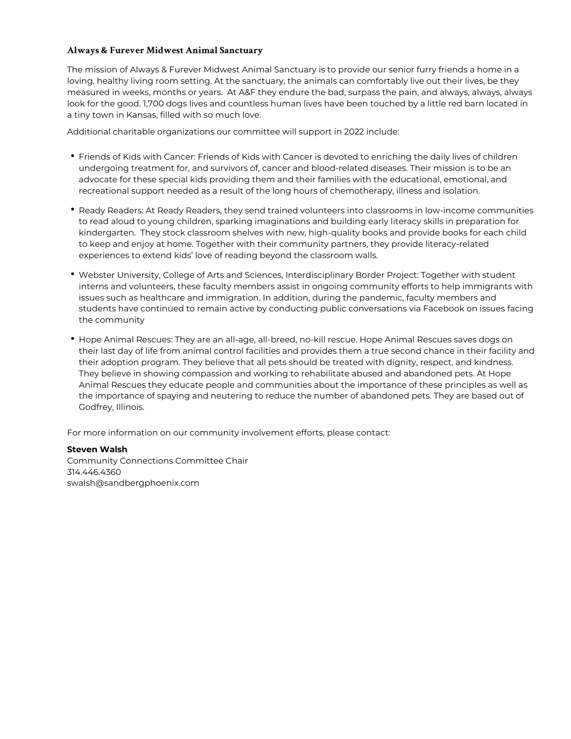### Always & Furever Midwest Animal Sanctuary

The mission of Always & Furever Midwest Animal Sanctuary is to provide our senior furry friends a home in a loving, healthy living room setting. At the sanctuary, the animals can comfortably live out their lives, be they measured in weeks, months or years. At A&F they endure the bad, surpass the pain, and always, always, always look for the good. 1,700 dogs lives and countless human lives have been touched by a little red barn located in a tiny town in Kansas, filled with so much love.

Additional charitable organizations our committee will support in 2022 include:

- Friends of Kids with Cancer: Friends of Kids with Cancer is devoted to enriching the daily lives of children undergoing treatment for, and survivors of, cancer and blood-related diseases. Their mission is to be an advocate for these special kids providing them and their families with the educational, emotional, and recreational support needed as a result of the long hours of chemotherapy, illness and isolation.
- Ready Readers: At Ready Readers, they send trained volunteers into classrooms in low-income communities to read aloud to young children, sparking imaginations and building early literacy skills in preparation for kindergarten. They stock classroom shelves with new, high-quality books and provide books for each child to keep and enjoy at home. Together with their community partners, they provide literacy-related experiences to extend kids' love of reading beyond the classroom walls.
- Webster University, College of Arts and Sciences, Interdisciplinary Border Project: Together with student interns and volunteers, these faculty members assist in ongoing community efforts to help immigrants with issues such as healthcare and immigration. In addition, during the pandemic, faculty members and students have continued to remain active by conducting public conversations via Facebook on issues facing the community
- Hope Animal Rescues: They are an all-age, all-breed, no-kill rescue. Hope Animal Rescues saves dogs on their last day of life from animal control facilities and provides them a true second chance in their facility and their adoption program. They believe that all pets should be treated with dignity, respect, and kindness. They believe in showing compassion and working to rehabilitate abused and abandoned pets. At Hope Animal Rescues they educate people and communities about the importance of these principles as well as the importance of spaying and neutering to reduce the number of abandoned pets. They are based out of Godfrey, Illinois.

For more information on our community involvement efforts, please contact:

**Steven Walsh**
Community Connections Committee Chair
314.446.4360
swalsh@sandbergphoenix.com